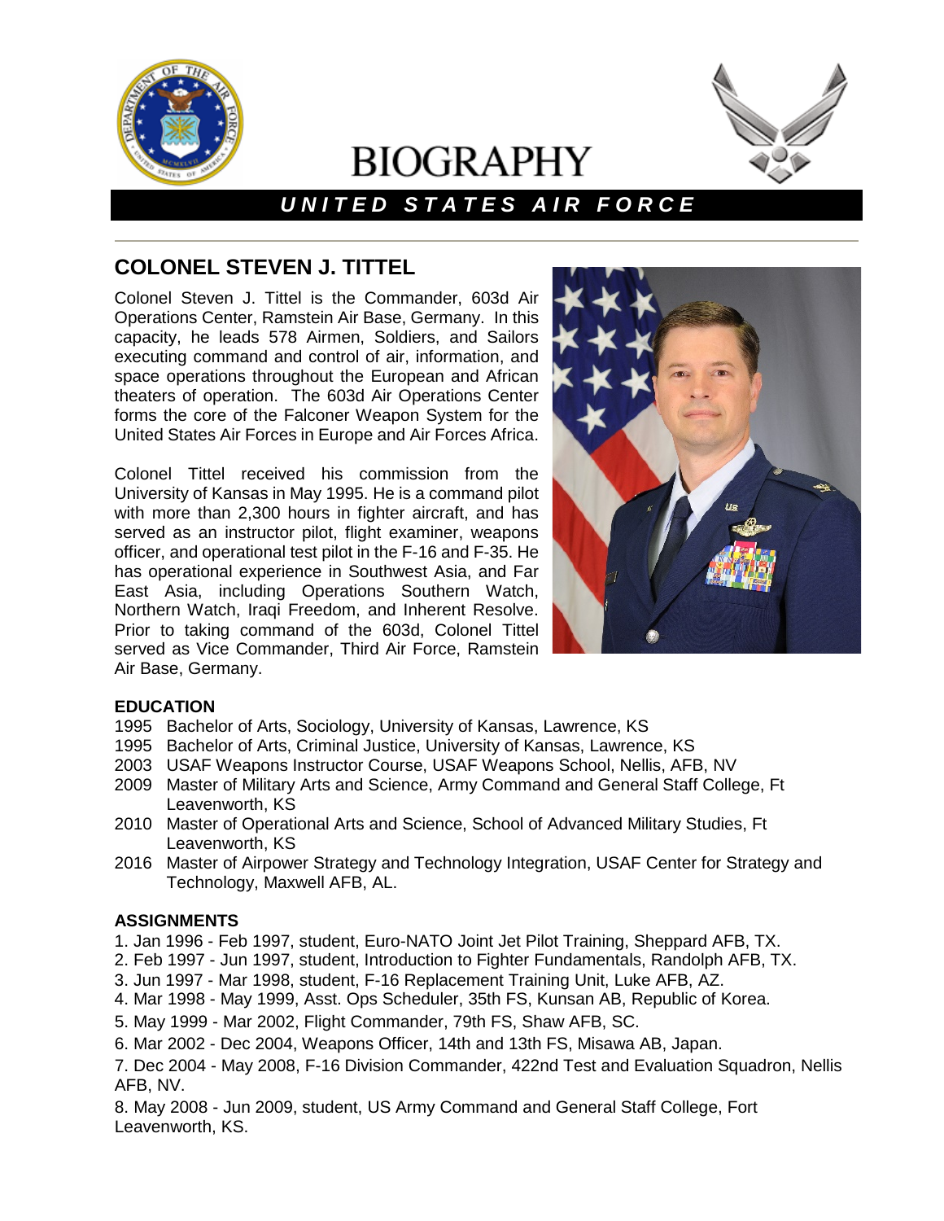# BIOGRAPHY

***UNITED STATES AIR FORCE***

## COLONEL STEVEN J. TITTEL

Colonel Steven J. Tittel is the Commander, 603d Air Operations Center, Ramstein Air Base, Germany. In this capacity, he leads 578 Airmen, Soldiers, and Sailors executing command and control of air, information, and space operations throughout the European and African theaters of operation. The 603d Air Operations Center forms the core of the Falconer Weapon System for the United States Air Forces in Europe and Air Forces Africa.

Colonel Tittel received his commission from the University of Kansas in May 1995. He is a command pilot with more than 2,300 hours in fighter aircraft, and has served as an instructor pilot, flight examiner, weapons officer, and operational test pilot in the F-16 and F-35. He has operational experience in Southwest Asia, and Far East Asia, including Operations Southern Watch, Northern Watch, Iraqi Freedom, and Inherent Resolve. Prior to taking command of the 603d, Colonel Tittel served as Vice Commander, Third Air Force, Ramstein Air Base, Germany.

**EDUCATION**

1995 Bachelor of Arts, Sociology, University of Kansas, Lawrence, KS
1995 Bachelor of Arts, Criminal Justice, University of Kansas, Lawrence, KS
2003 USAF Weapons Instructor Course, USAF Weapons School, Nellis, AFB, NV
2009 Master of Military Arts and Science, Army Command and General Staff College, Ft Leavenworth, KS
2010 Master of Operational Arts and Science, School of Advanced Military Studies, Ft Leavenworth, KS
2016 Master of Airpower Strategy and Technology Integration, USAF Center for Strategy and Technology, Maxwell AFB, AL.

**ASSIGNMENTS**

1. Jan 1996 - Feb 1997, student, Euro-NATO Joint Jet Pilot Training, Sheppard AFB, TX.
2. Feb 1997 - Jun 1997, student, Introduction to Fighter Fundamentals, Randolph AFB, TX.
3. Jun 1997 - Mar 1998, student, F-16 Replacement Training Unit, Luke AFB, AZ.
4. Mar 1998 - May 1999, Asst. Ops Scheduler, 35th FS, Kunsan AB, Republic of Korea.
5. May 1999 - Mar 2002, Flight Commander, 79th FS, Shaw AFB, SC.
6. Mar 2002 - Dec 2004, Weapons Officer, 14th and 13th FS, Misawa AB, Japan.
7. Dec 2004 - May 2008, F-16 Division Commander, 422nd Test and Evaluation Squadron, Nellis AFB, NV.
8. May 2008 - Jun 2009, student, US Army Command and General Staff College, Fort Leavenworth, KS.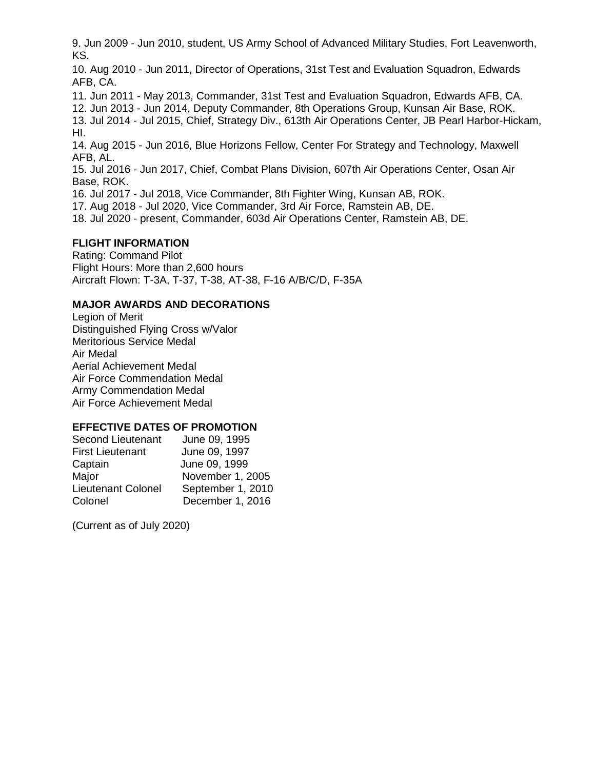9. Jun 2009 - Jun 2010, student, US Army School of Advanced Military Studies, Fort Leavenworth, KS.
10. Aug 2010 - Jun 2011, Director of Operations, 31st Test and Evaluation Squadron, Edwards AFB, CA.
11. Jun 2011 - May 2013, Commander, 31st Test and Evaluation Squadron, Edwards AFB, CA.
12. Jun 2013 - Jun 2014, Deputy Commander, 8th Operations Group, Kunsan Air Base, ROK.
13. Jul 2014 - Jul 2015, Chief, Strategy Div., 613th Air Operations Center, JB Pearl Harbor-Hickam, HI.
14. Aug 2015 - Jun 2016, Blue Horizons Fellow, Center For Strategy and Technology, Maxwell AFB, AL.
15. Jul 2016 - Jun 2017, Chief, Combat Plans Division, 607th Air Operations Center, Osan Air Base, ROK.
16. Jul 2017 - Jul 2018, Vice Commander, 8th Fighter Wing, Kunsan AB, ROK.
17. Aug 2018 - Jul 2020, Vice Commander, 3rd Air Force, Ramstein AB, DE.
18. Jul 2020 - present, Commander, 603d Air Operations Center, Ramstein AB, DE.

**FLIGHT INFORMATION**
Rating: Command Pilot
Flight Hours: More than 2,600 hours
Aircraft Flown: T-3A, T-37, T-38, AT-38, F-16 A/B/C/D, F-35A

**MAJOR AWARDS AND DECORATIONS**
Legion of Merit
Distinguished Flying Cross w/Valor
Meritorious Service Medal
Air Medal
Aerial Achievement Medal
Air Force Commendation Medal
Army Commendation Medal
Air Force Achievement Medal

**EFFECTIVE DATES OF PROMOTION**

| | |
|---|---|
| Second Lieutenant | June 09, 1995 |
| First Lieutenant | June 09, 1997 |
| Captain | June 09, 1999 |
| Major | November 1, 2005 |
| Lieutenant Colonel | September 1, 2010 |
| Colonel | December 1, 2016 |

(Current as of July 2020)